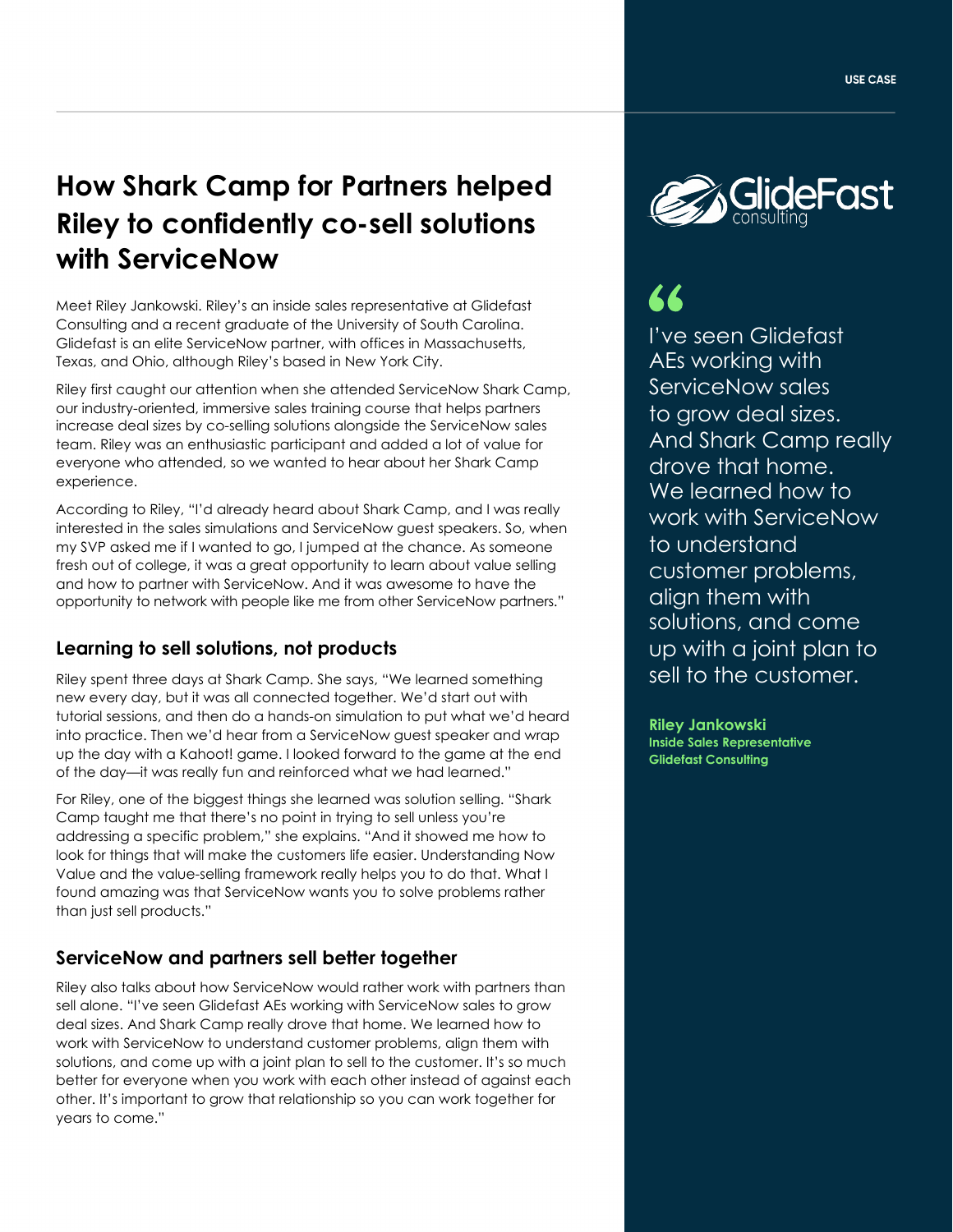USE CASE

# How Shark Camp for Partners helped Riley to confidently co-sell solutions with ServiceNow

Meet Riley Jankowski. Riley's an inside sales representative at Glidefast Consulting and a recent graduate of the University of South Carolina. Glidefast is an elite ServiceNow partner, with offices in Massachusetts, Texas, and Ohio, although Riley's based in New York City.

Riley first caught our attention when she attended ServiceNow Shark Camp, our industry-oriented, immersive sales training course that helps partners increase deal sizes by co-selling solutions alongside the ServiceNow sales team. Riley was an enthusiastic participant and added a lot of value for everyone who attended, so we wanted to hear about her Shark Camp experience.

According to Riley, "I'd already heard about Shark Camp, and I was really interested in the sales simulations and ServiceNow guest speakers. So, when my SVP asked me if I wanted to go, I jumped at the chance. As someone fresh out of college, it was a great opportunity to learn about value selling and how to partner with ServiceNow. And it was awesome to have the opportunity to network with people like me from other ServiceNow partners."

## Learning to sell solutions, not products

Riley spent three days at Shark Camp. She says, "We learned something new every day, but it was all connected together. We'd start out with tutorial sessions, and then do a hands-on simulation to put what we'd heard into practice. Then we'd hear from a ServiceNow guest speaker and wrap up the day with a Kahoot! game. I looked forward to the game at the end of the day—it was really fun and reinforced what we had learned."

For Riley, one of the biggest things she learned was solution selling. "Shark Camp taught me that there's no point in trying to sell unless you're addressing a specific problem," she explains. "And it showed me how to look for things that will make the customers life easier. Understanding Now Value and the value-selling framework really helps you to do that. What I found amazing was that ServiceNow wants you to solve problems rather than just sell products."

## ServiceNow and partners sell better together

Riley also talks about how ServiceNow would rather work with partners than sell alone. "I've seen Glidefast AEs working with ServiceNow sales to grow deal sizes. And Shark Camp really drove that home. We learned how to work with ServiceNow to understand customer problems, align them with solutions, and come up with a joint plan to sell to the customer. It's so much better for everyone when you work with each other instead of against each other. It's important to grow that relationship so you can work together for years to come."

GlideFast consulting

> "I've seen Glidefast AEs working with ServiceNow sales to grow deal sizes. And Shark Camp really drove that home. We learned how to work with ServiceNow to understand customer problems, align them with solutions, and come up with a joint plan to sell to the customer.
>
> **Riley Jankowski**
> **Inside Sales Representative**
> **Glidefast Consulting**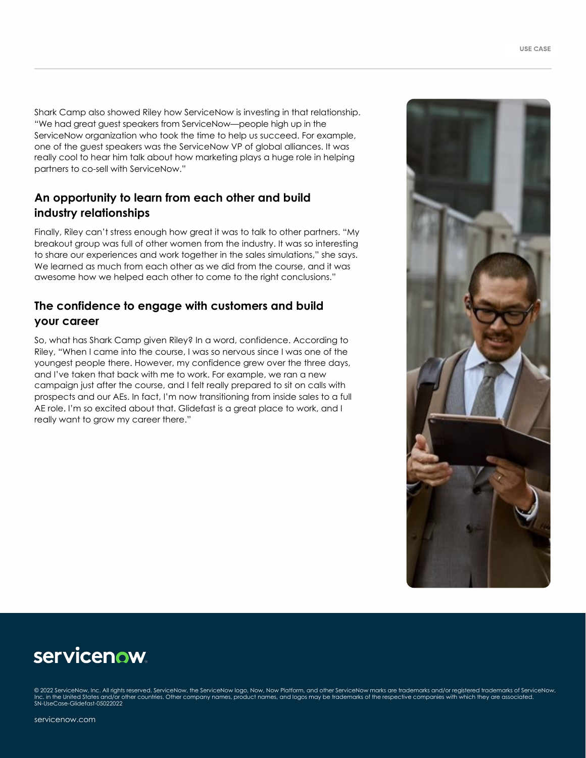Shark Camp also showed Riley how ServiceNow is investing in that relationship. "We had great guest speakers from ServiceNow—people high up in the ServiceNow organization who took the time to help us succeed. For example, one of the guest speakers was the ServiceNow VP of global alliances. It was really cool to hear him talk about how marketing plays a huge role in helping partners to co-sell with ServiceNow."

## An opportunity to learn from each other and build industry relationships

Finally, Riley can't stress enough how great it was to talk to other partners. "My breakout group was full of other women from the industry. It was so interesting to share our experiences and work together in the sales simulations," she says. We learned as much from each other as we did from the course, and it was awesome how we helped each other to come to the right conclusions."

## The confidence to engage with customers and build your career

So, what has Shark Camp given Riley? In a word, confidence. According to Riley, "When I came into the course, I was so nervous since I was one of the youngest people there. However, my confidence grew over the three days, and I've taken that back with me to work. For example, we ran a new campaign just after the course, and I felt really prepared to sit on calls with prospects and our AEs. In fact, I'm now transitioning from inside sales to a full AE role. I'm so excited about that. Glidefast is a great place to work, and I really want to grow my career there."

servicenow

© 2022 ServiceNow, Inc. All rights reserved. ServiceNow, the ServiceNow logo, Now, Now Platform, and other ServiceNow marks are trademarks and/or registered trademarks of ServiceNow, Inc. in the United States and/or other countries. Other company names, product names, and logos may be trademarks of the respective companies with which they are associated.
SN-UseCase-Glidefast-05022022

servicenow.com